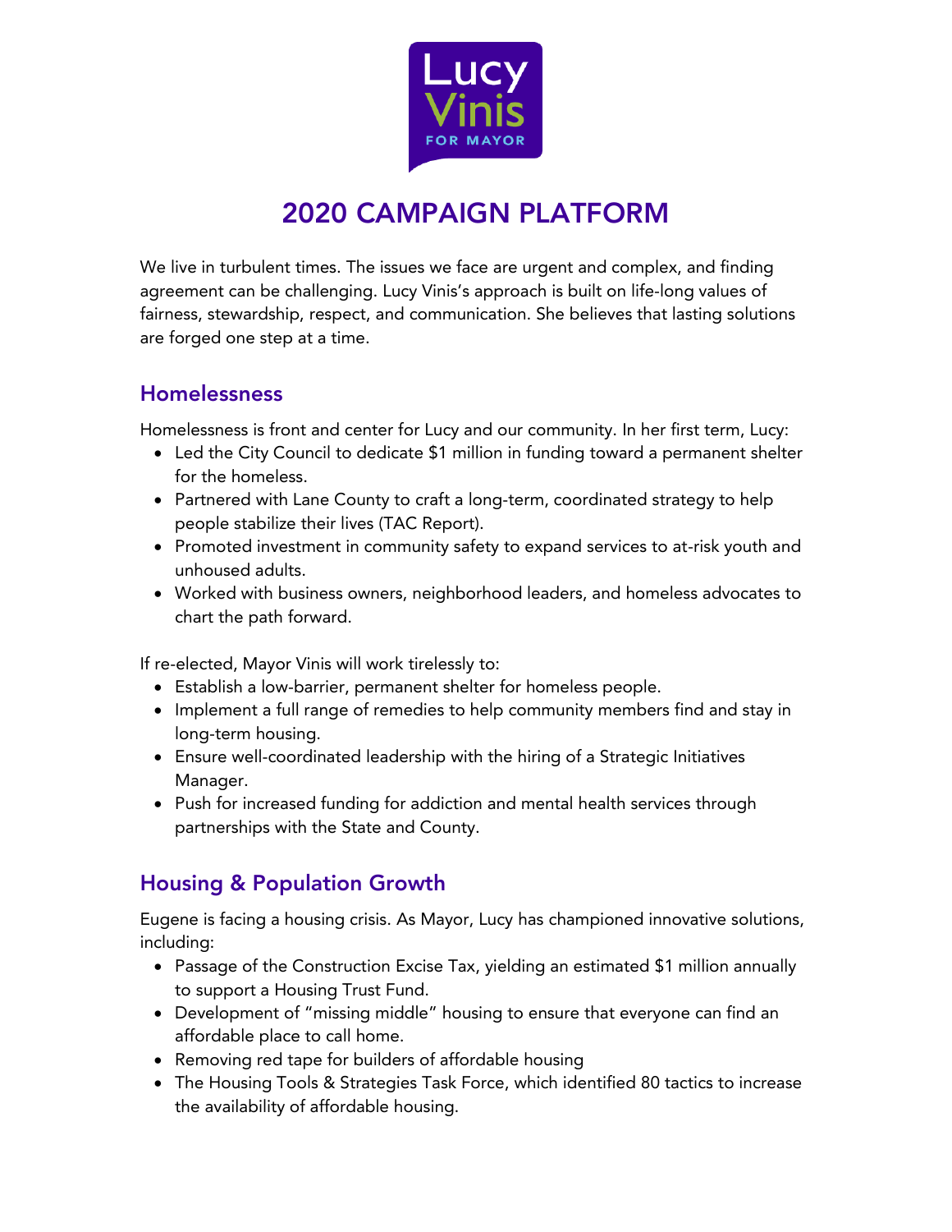Lucy Vinis FOR MAYOR

# 2020 CAMPAIGN PLATFORM

We live in turbulent times. The issues we face are urgent and complex, and finding agreement can be challenging. Lucy Vinis's approach is built on life-long values of fairness, stewardship, respect, and communication. She believes that lasting solutions are forged one step at a time.

## Homelessness

Homelessness is front and center for Lucy and our community. In her first term, Lucy:

- Led the City Council to dedicate $1 million in funding toward a permanent shelter for the homeless.
- Partnered with Lane County to craft a long-term, coordinated strategy to help people stabilize their lives (TAC Report).
- Promoted investment in community safety to expand services to at-risk youth and unhoused adults.
- Worked with business owners, neighborhood leaders, and homeless advocates to chart the path forward.

If re-elected, Mayor Vinis will work tirelessly to:

- Establish a low-barrier, permanent shelter for homeless people.
- Implement a full range of remedies to help community members find and stay in long-term housing.
- Ensure well-coordinated leadership with the hiring of a Strategic Initiatives Manager.
- Push for increased funding for addiction and mental health services through partnerships with the State and County.

## Housing & Population Growth

Eugene is facing a housing crisis. As Mayor, Lucy has championed innovative solutions, including:

- Passage of the Construction Excise Tax, yielding an estimated $1 million annually to support a Housing Trust Fund.
- Development of "missing middle" housing to ensure that everyone can find an affordable place to call home.
- Removing red tape for builders of affordable housing
- The Housing Tools & Strategies Task Force, which identified 80 tactics to increase the availability of affordable housing.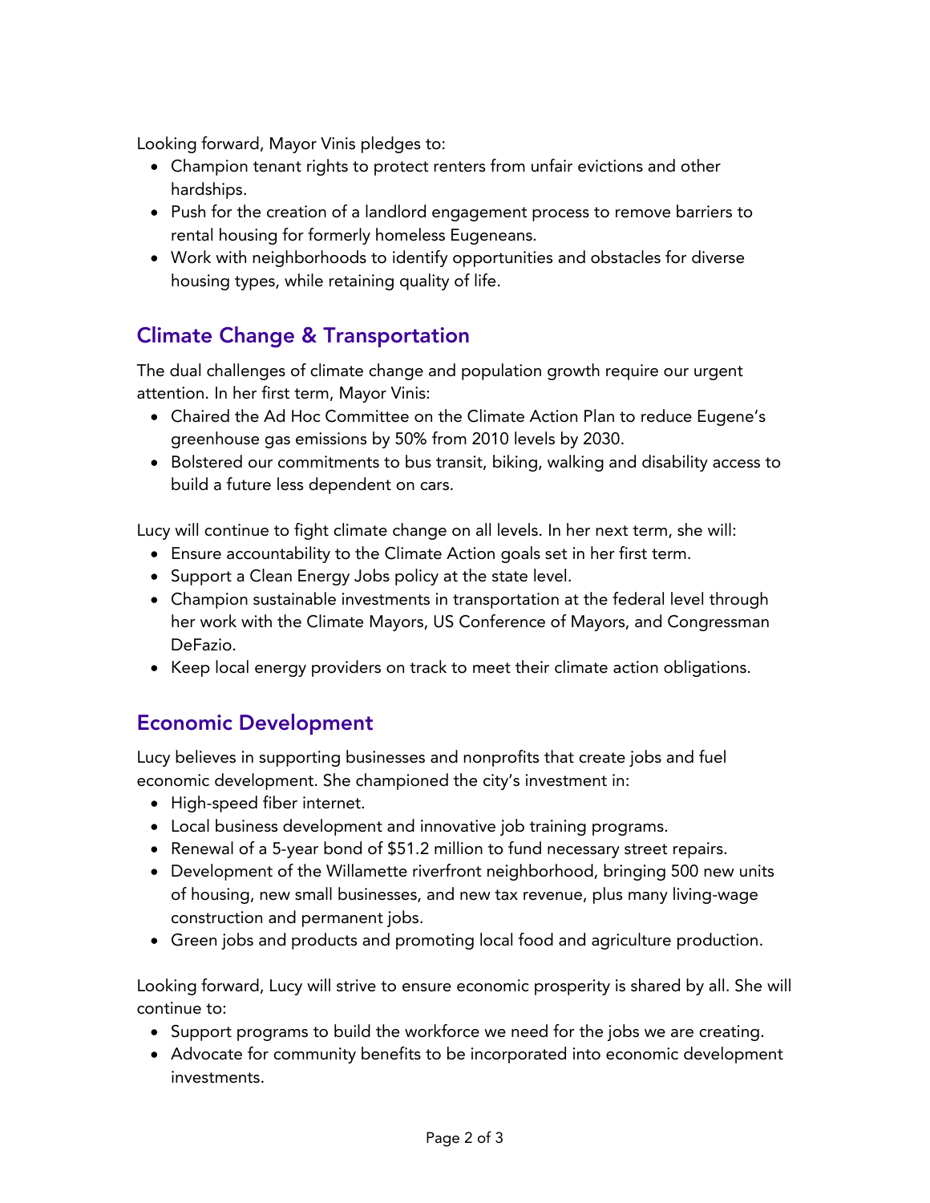Looking forward, Mayor Vinis pledges to:

- Champion tenant rights to protect renters from unfair evictions and other hardships.
- Push for the creation of a landlord engagement process to remove barriers to rental housing for formerly homeless Eugeneans.
- Work with neighborhoods to identify opportunities and obstacles for diverse housing types, while retaining quality of life.

## Climate Change & Transportation

The dual challenges of climate change and population growth require our urgent attention. In her first term, Mayor Vinis:

- Chaired the Ad Hoc Committee on the Climate Action Plan to reduce Eugene's greenhouse gas emissions by 50% from 2010 levels by 2030.
- Bolstered our commitments to bus transit, biking, walking and disability access to build a future less dependent on cars.

Lucy will continue to fight climate change on all levels. In her next term, she will:

- Ensure accountability to the Climate Action goals set in her first term.
- Support a Clean Energy Jobs policy at the state level.
- Champion sustainable investments in transportation at the federal level through her work with the Climate Mayors, US Conference of Mayors, and Congressman DeFazio.
- Keep local energy providers on track to meet their climate action obligations.

## Economic Development

Lucy believes in supporting businesses and nonprofits that create jobs and fuel economic development. She championed the city's investment in:

- High-speed fiber internet.
- Local business development and innovative job training programs.
- Renewal of a 5-year bond of $51.2 million to fund necessary street repairs.
- Development of the Willamette riverfront neighborhood, bringing 500 new units of housing, new small businesses, and new tax revenue, plus many living-wage construction and permanent jobs.
- Green jobs and products and promoting local food and agriculture production.

Looking forward, Lucy will strive to ensure economic prosperity is shared by all. She will continue to:

- Support programs to build the workforce we need for the jobs we are creating.
- Advocate for community benefits to be incorporated into economic development investments.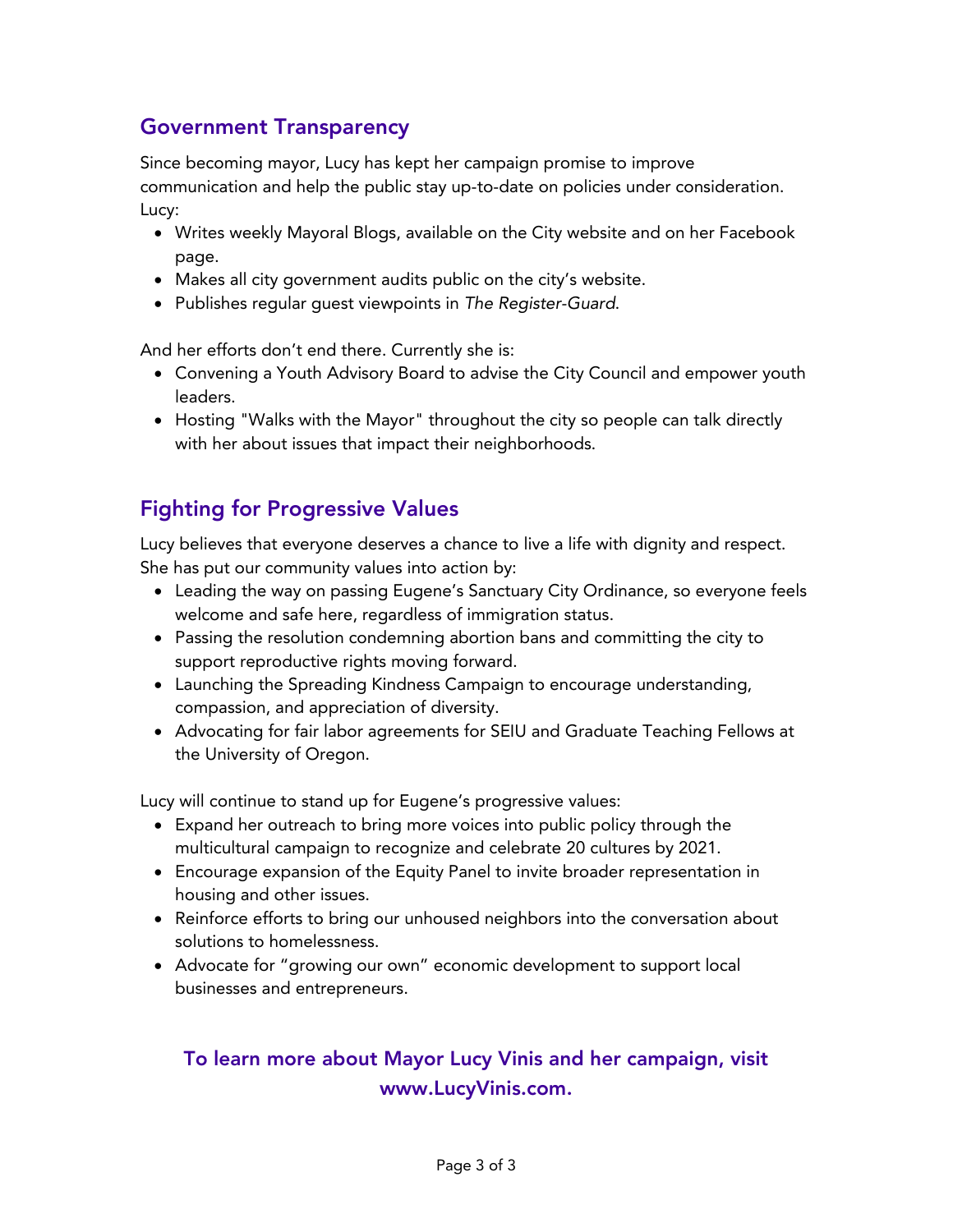## Government Transparency

Since becoming mayor, Lucy has kept her campaign promise to improve communication and help the public stay up-to-date on policies under consideration. Lucy:

- Writes weekly Mayoral Blogs, available on the City website and on her Facebook page.
- Makes all city government audits public on the city's website.
- Publishes regular guest viewpoints in *The Register-Guard*.

And her efforts don't end there. Currently she is:

- Convening a Youth Advisory Board to advise the City Council and empower youth leaders.
- Hosting "Walks with the Mayor" throughout the city so people can talk directly with her about issues that impact their neighborhoods.

## Fighting for Progressive Values

Lucy believes that everyone deserves a chance to live a life with dignity and respect. She has put our community values into action by:

- Leading the way on passing Eugene's Sanctuary City Ordinance, so everyone feels welcome and safe here, regardless of immigration status.
- Passing the resolution condemning abortion bans and committing the city to support reproductive rights moving forward.
- Launching the Spreading Kindness Campaign to encourage understanding, compassion, and appreciation of diversity.
- Advocating for fair labor agreements for SEIU and Graduate Teaching Fellows at the University of Oregon.

Lucy will continue to stand up for Eugene's progressive values:

- Expand her outreach to bring more voices into public policy through the multicultural campaign to recognize and celebrate 20 cultures by 2021.
- Encourage expansion of the Equity Panel to invite broader representation in housing and other issues.
- Reinforce efforts to bring our unhoused neighbors into the conversation about solutions to homelessness.
- Advocate for "growing our own" economic development to support local businesses and entrepreneurs.

**To learn more about Mayor Lucy Vinis and her campaign, visit www.LucyVinis.com.**